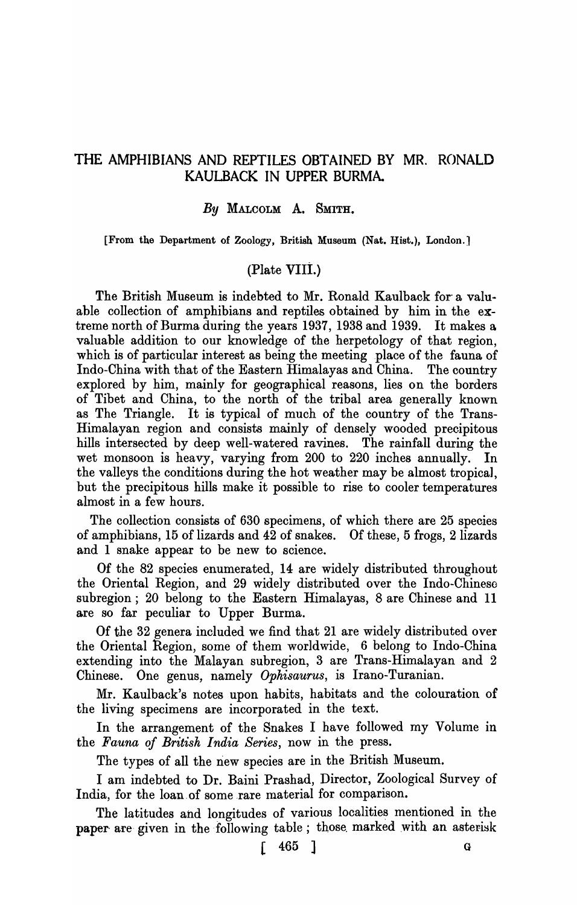# THE AMPHIBIANS AND REPTILES OBTAINED BY MR. RONALD KAULBACK IN UPPER BURMA.

*By* MALCOLM A. SMITH.

[From the Department of Zoology, British Museum (Nat. Hist.), London.]

(Plate VIII.)

The British Museum is indebted to Mr. Ronald Kaulback for a valuable collection of amphibians and reptiles obtained by him in the extreme north of Burma during the years 1937, 1938 and 1939. It makes a valuable addition to our knowledge of the herpetology of that region, which is of particular interest as being the meeting place of the fauna of Indo-China with that of the Eastern Himalayas and China. The country explored by him, mainly for geographical reasons, lies on the borders of Tibet and China, to the north of the tribal area generally known as The Triangle. It is typical of much of the country of the Trans-Himalayan region and consists mainly of densely wooded precipitous hills intersected by deep well-watered ravines. The rainfall during the wet monsoon is heavy, varying from 200 to 220 inches annually. In the valleys the conditions during the hot weather may be almost tropical, but the precipitous hills make it possible to rise to cooler temperatures almost in a few hours.

The collection consists of 630 specimens, of which there are 25 species of amphibians, 15 of lizards and 42 of snakes. Of these, 5 frogs, 2 lizards and 1 snake appear to be new to science.

Of the 82 species enumerated, 14 are widely distributed throughout the Oriental Region, and 29 widely distributed over the Indo-Chinese subregion; 20 belong to the Eastern Himalayas, 8 are Chinese and 11 are so far peculiar to Upper Burma.

Of the 32 genera included we find that 21 are widely distributed over the Oriental Region, some of them worldwide, 6 belong to Indo-China extending into the Malayan subregion, 3 are Trans-Himalayan and 2 Chinese. One genus, namely *Ophisaurus*, is Irano-Turanian.

Mr. Kaulback's notes upon habits, habitats and the colouration of the living specimens are incorporated in the text.

In the arrangement of the Snakes I have followed my Volume in the *Fauna of British India Series*, now in the press.

The types of all the new species are in the British Museum.

I am indebted to Dr. Baini Prashad, Director, Zoological Survey of India, for the loan of some rare material for comparison.

The latitudes and longitudes of various localities mentioned in the paper are given in the following table; those marked with an asterisk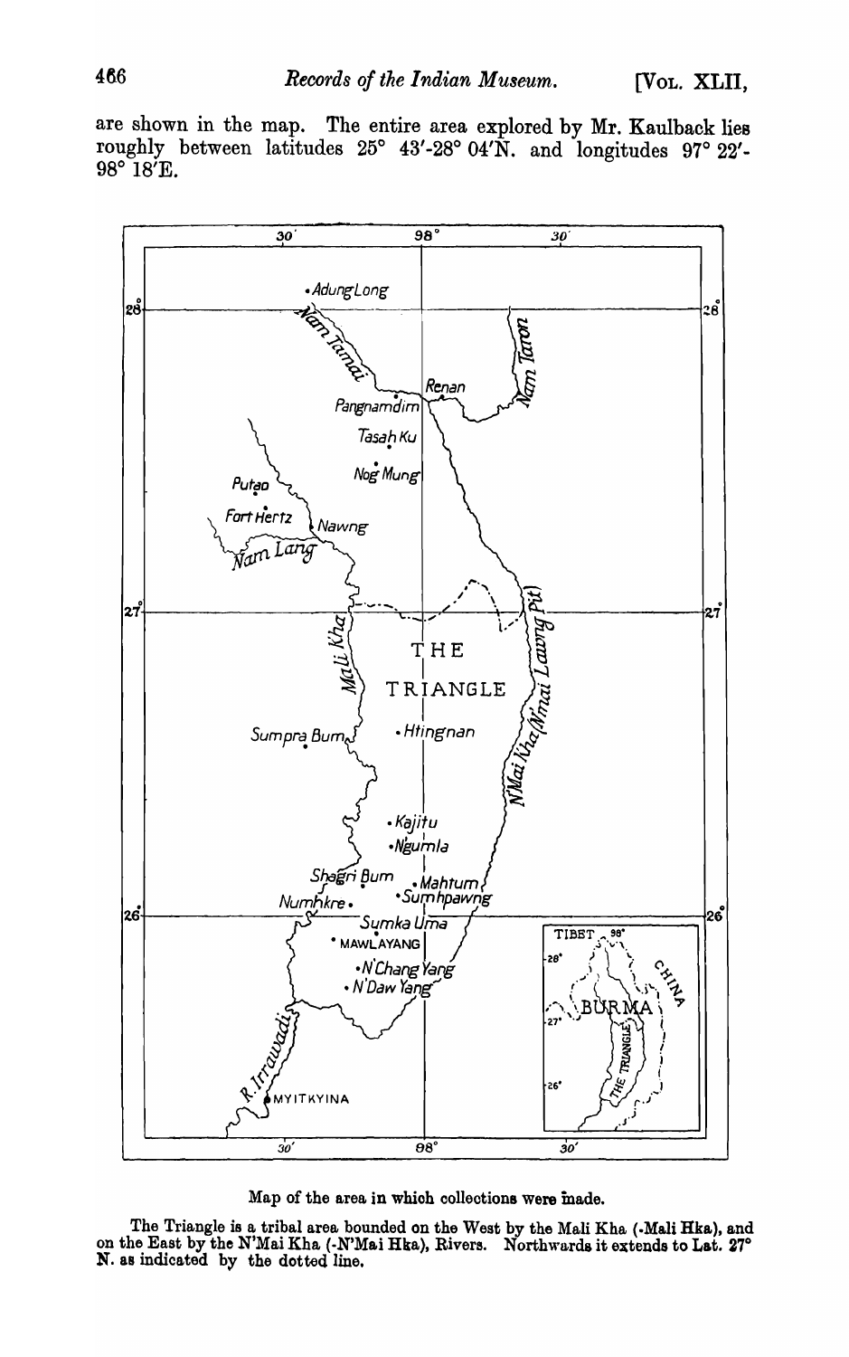are shown in the map. The entire area explored by Mr. Kaulback lies roughly between latitudes 25° 43'-28° 04'N. and longitudes 97° 22'-98° 18'E.

Map of the area in which collections were made.

The Triangle is a tribal area bounded on the West by the Mali Kha (-Mali Hka), and on the East by the N'Mai Kha (-N'Mai Hka), Rivers. Northwards it extends to Lat. 27° N. as indicated by the dotted line.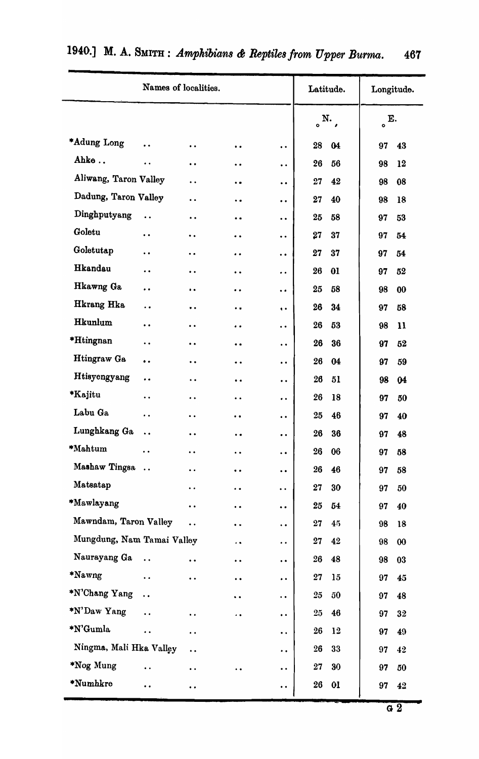| Names of localities. | Latitude. | | Longitude. | |
|---|---|---|---|---|
| | N. ° | ′ | E. ° | ′ |
| *Adung Long | 28 | 04 | 97 | 43 |
| Ahke | 26 | 56 | 98 | 12 |
| Aliwang, Taron Valley | 27 | 42 | 98 | 08 |
| Dadung, Taron Valley | 27 | 40 | 98 | 18 |
| Dinghputyang | 25 | 58 | 97 | 53 |
| Goletu | 27 | 37 | 97 | 54 |
| Goletutap | 27 | 37 | 97 | 54 |
| Hkandau | 26 | 01 | 97 | 52 |
| Hkawng Ga | 25 | 58 | 98 | 00 |
| Hkrang Hka | 26 | 34 | 97 | 58 |
| Hkunlum | 26 | 53 | 98 | 11 |
| *Htingnan | 26 | 36 | 97 | 52 |
| Htingraw Ga | 26 | 04 | 97 | 59 |
| Htisyengyang | 26 | 51 | 98 | 04 |
| *Kajitu | 26 | 18 | 97 | 50 |
| Labu Ga | 25 | 46 | 97 | 40 |
| Lunghkang Ga | 26 | 36 | 97 | 48 |
| *Mahtum | 26 | 06 | 97 | 58 |
| Mashaw Tingsa | 26 | 46 | 97 | 58 |
| Matsatap | 27 | 30 | 97 | 50 |
| *Mawlayang | 25 | 54 | 97 | 40 |
| Mawndam, Taron Valley | 27 | 45 | 98 | 18 |
| Mungdung, Nam Tamai Valley | 27 | 42 | 98 | 00 |
| Naurayang Ga | 26 | 48 | 98 | 03 |
| *Nawng | 27 | 15 | 97 | 45 |
| *N'Chang Yang | 25 | 50 | 97 | 48 |
| *N'Daw Yang | 25 | 46 | 97 | 32 |
| *N'Gumla | 26 | 12 | 97 | 49 |
| Ningma, Mali Hka Valley | 26 | 33 | 97 | 42 |
| *Nog Mung | 27 | 30 | 97 | 50 |
| *Numhkre | 26 | 01 | 97 | 42 |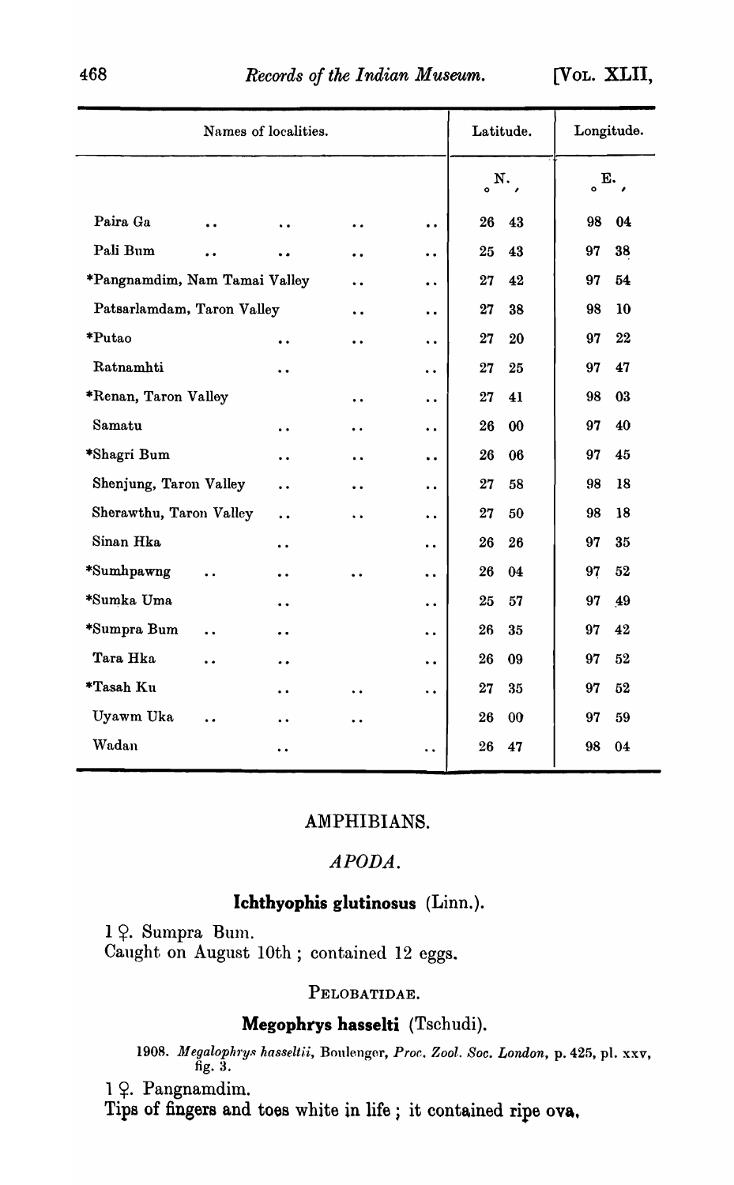| Names of localities. | Latitude. | Longitude. |
|---|---|---|
| | N. ° ′ | E. ° ′ |
| Paira Ga .. .. .. .. | 26 43 | 98 04 |
| Pali Bum .. .. .. .. | 25 43 | 97 38 |
| *Pangnamdim, Nam Tamai Valley .. .. | 27 42 | 97 54 |
| Patsarlamdam, Taron Valley .. .. | 27 38 | 98 10 |
| *Putao .. .. .. | 27 20 | 97 22 |
| Ratnamhti .. .. | 27 25 | 97 47 |
| *Renan, Taron Valley .. .. | 27 41 | 98 03 |
| Samatu .. .. .. | 26 00 | 97 40 |
| *Shagri Bum .. .. .. | 26 06 | 97 45 |
| Shenjung, Taron Valley .. .. .. | 27 58 | 98 18 |
| Sherawthu, Taron Valley .. .. .. | 27 50 | 98 18 |
| Sinan Hka .. .. | 26 26 | 97 35 |
| *Sumhpawng .. .. .. .. | 26 04 | 97 52 |
| *Sumka Uma .. .. | 25 57 | 97 49 |
| *Sumpra Bum .. .. .. | 26 35 | 97 42 |
| Tara Hka .. .. .. | 26 09 | 97 52 |
| *Tasah Ku .. .. .. | 27 35 | 97 52 |
| Uyawm Uka .. .. .. | 26 00 | 97 59 |
| Wadan .. .. | 26 47 | 98 04 |

## AMPHIBIANS.

### *APODA.*

#### **Ichthyophis glutinosus** (Linn.).

1 ♀. Sumpra Bum.
Caught on August 10th; contained 12 eggs.

### PELOBATIDAE.

#### **Megophrys hasselti** (Tschudi).

1908. *Megalophrys hasseltii*, Boulenger, *Proc. Zool. Soc. London*, p. 425, pl. xxv, fig. 3.

1 ♀. Pangnamdim.
Tips of fingers and toes white in life; it contained ripe ova.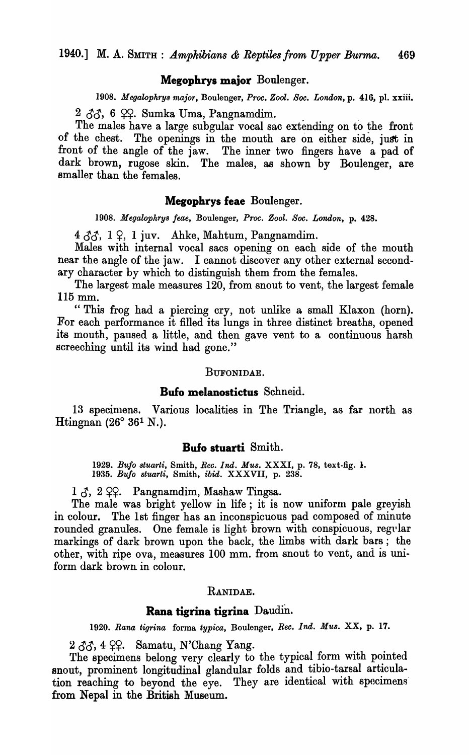## Megophrys major Boulenger.

1908. *Megalophrys major*, Boulenger, *Proc. Zool. Soc. London*, p. 416, pl. xxiii.

2 ♂♂, 6 ♀♀. Sumka Uma, Pangnamdim.

The males have a large subgular vocal sac extending on to the front of the chest. The openings in the mouth are on either side, just in front of the angle of the jaw. The inner two fingers have a pad of dark brown, rugose skin. The males, as shown by Boulenger, are smaller than the females.

## Megophrys feae Boulenger.

1908. *Megalophrys feae*, Boulenger, *Proc. Zool. Soc. London*, p. 428.

4 ♂♂, 1 ♀, 1 juv. Ahke, Mahtum, Pangnamdim.

Males with internal vocal sacs opening on each side of the mouth near the angle of the jaw. I cannot discover any other external secondary character by which to distinguish them from the females.

The largest male measures 120, from snout to vent, the largest female 115 mm.

"This frog had a piercing cry, not unlike a small Klaxon (horn). For each performance it filled its lungs in three distinct breaths, opened its mouth, paused a little, and then gave vent to a continuous harsh screeching until its wind had gone."

# BUFONIDAE.

## Bufo melanostictus Schneid.

13 specimens. Various localities in The Triangle, as far north as Htingnan (26° 36[1] N.).

## Bufo stuarti Smith.

1929. *Bufo stuarti*, Smith, *Rec. Ind. Mus.* XXXI, p. 78, text-fig. 1.
1935. *Bufo stuarti*, Smith, *ibid.* XXXVII, p. 238.

1 ♂, 2 ♀♀. Pangnamdim, Mashaw Tingsa.

The male was bright yellow in life; it is now uniform pale greyish in colour. The 1st finger has an inconspicuous pad composed of minute rounded granules. One female is light brown with conspicuous, regular markings of dark brown upon the back, the limbs with dark bars; the other, with ripe ova, measures 100 mm. from snout to vent, and is uniform dark brown in colour.

# RANIDAE.

## Rana tigrina tigrina Daudin.

1920. *Rana tigrina* forma *typica*, Boulenger, *Rec. Ind. Mus.* XX, p. 17.

2 ♂♂, 4 ♀♀. Samatu, N'Chang Yang.

The specimens belong very clearly to the typical form with pointed snout, prominent longitudinal glandular folds and tibio-tarsal articulation reaching to beyond the eye. They are identical with specimens from Nepal in the British Museum.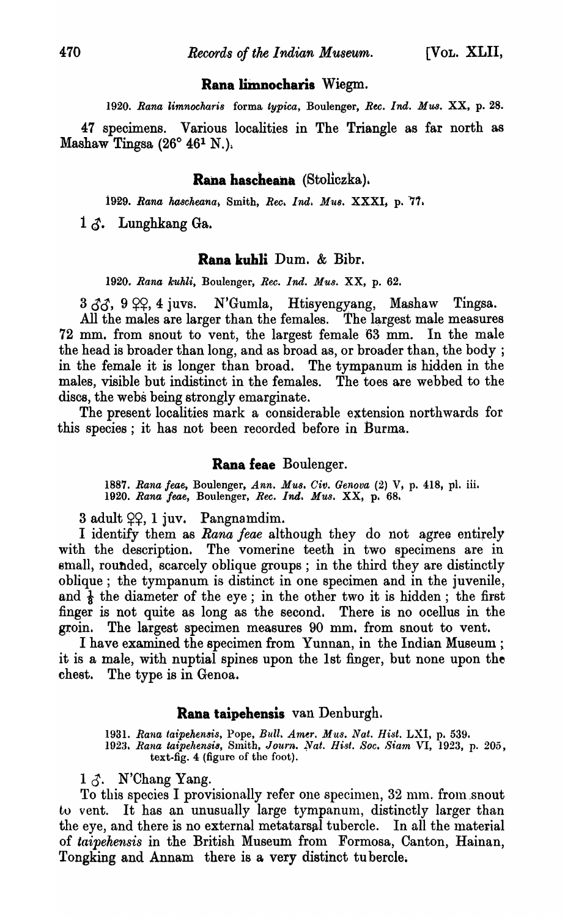## Rana limnocharis Wiegm.

1920. *Rana limnocharis* forma *typica*, Boulenger, *Rec. Ind. Mus.* XX, p. 28.

47 specimens. Various localities in The Triangle as far north as Mashaw Tingsa (26° 46[1] N.).

## Rana hascheana (Stoliczka).

1929. *Rana hascheana*, Smith, *Rec. Ind. Mus.* XXXI, p. 77.

1 ♂. Lunghkang Ga.

## Rana kuhli Dum. & Bibr.

1920. *Rana kuhli*, Boulenger, *Rec. Ind. Mus.* XX, p. 62.

3 ♂♂, 9 ♀♀, 4 juvs. N'Gumla, Htisyengyang, Mashaw Tingsa.

All the males are larger than the females. The largest male measures 72 mm. from snout to vent, the largest female 63 mm. In the male the head is broader than long, and as broad as, or broader than, the body; in the female it is longer than broad. The tympanum is hidden in the males, visible but indistinct in the females. The toes are webbed to the discs, the webs being strongly emarginate.

The present localities mark a considerable extension northwards for this species; it has not been recorded before in Burma.

## Rana feae Boulenger.

1887. *Rana feae*, Boulenger, *Ann. Mus. Civ. Genova* (2) V, p. 418, pl. iii.
1920. *Rana feae*, Boulenger, *Rec. Ind. Mus.* XX, p. 68.

3 adult ♀♀, 1 juv. Pangnamdim.

I identify them as *Rana feae* although they do not agree entirely with the description. The vomerine teeth in two specimens are in small, rounded, scarcely oblique groups; in the third they are distinctly oblique; the tympanum is distinct in one specimen and in the juvenile, and ⅓ the diameter of the eye; in the other two it is hidden; the first finger is not quite as long as the second. There is no ocellus in the groin. The largest specimen measures 90 mm. from snout to vent.

I have examined the specimen from Yunnan, in the Indian Museum; it is a male, with nuptial spines upon the 1st finger, but none upon the chest. The type is in Genoa.

## Rana taipehensis van Denburgh.

1931. *Rana taipehensis*, Pope, *Bull. Amer. Mus. Nat. Hist.* LXI, p. 539.
1923. *Rana taipehensis*, Smith, *Journ. Nat. Hist. Soc. Siam* VI, 1923, p. 205, text-fig. 4 (figure of the foot).

1 ♂. N'Chang Yang.

To this species I provisionally refer one specimen, 32 mm. from snout to vent. It has an unusually large tympanum, distinctly larger than the eye, and there is no external metatarsal tubercle. In all the material of *taipehensis* in the British Museum from Formosa, Canton, Hainan, Tongking and Annam there is a very distinct tubercle.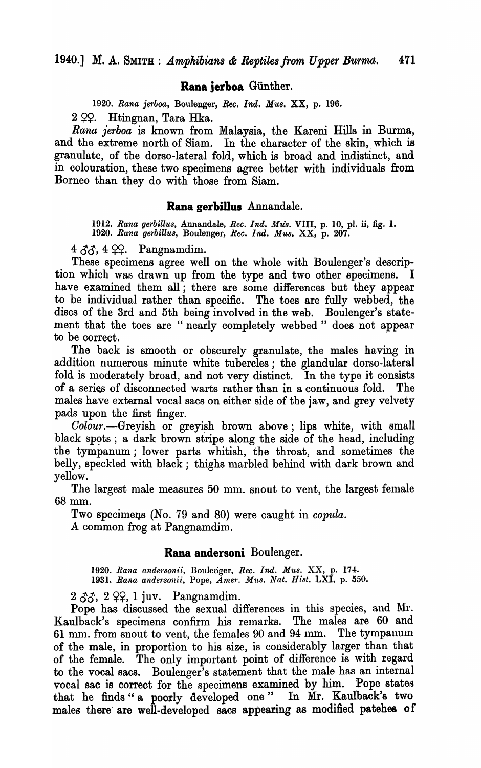### **Rana jerboa** Günther.

1920. *Rana jerboa*, Boulenger, *Rec. Ind. Mus.* XX, p. 196.

2 ♀♀. Htingnan, Tara Hka.

*Rana jerboa* is known from Malaysia, the Kareni Hills in Burma, and the extreme north of Siam. In the character of the skin, which is granulate, of the dorso-lateral fold, which is broad and indistinct, and in colouration, these two specimens agree better with individuals from Borneo than they do with those from Siam.

### **Rana gerbillus** Annandale.

1912. *Rana gerbillus*, Annandale, *Rec. Ind. Mus.* VIII, p. 10, pl. ii, fig. 1.
1920. *Rana gerbillus*, Boulenger, *Rec. Ind. Mus.* XX, p. 207.

4 ♂♂, 4 ♀♀. Pangnamdim.

These specimens agree well on the whole with Boulenger's description which was drawn up from the type and two other specimens. I have examined them all; there are some differences but they appear to be individual rather than specific. The toes are fully webbed, the discs of the 3rd and 5th being involved in the web. Boulenger's statement that the toes are "nearly completely webbed" does not appear to be correct.

The back is smooth or obscurely granulate, the males having in addition numerous minute white tubercles; the glandular dorso-lateral fold is moderately broad, and not very distinct. In the type it consists of a series of disconnected warts rather than in a continuous fold. The males have external vocal sacs on either side of the jaw, and grey velvety pads upon the first finger.

*Colour.*—Greyish or greyish brown above; lips white, with small black spots; a dark brown stripe along the side of the head, including the tympanum; lower parts whitish, the throat, and sometimes the belly, speckled with black; thighs marbled behind with dark brown and yellow.

The largest male measures 50 mm. snout to vent, the largest female 68 mm.

Two specimens (No. 79 and 80) were caught in *copula*.

A common frog at Pangnamdim.

### **Rana andersoni** Boulenger.

1920. *Rana andersonii*, Boulenger, *Rec. Ind. Mus.* XX, p. 174.
1931. *Rana andersonii*, Pope, *Amer. Mus. Nat. Hist.* LXI, p. 550.

2 ♂♂, 2 ♀♀, 1 juv. Pangnamdim.

Pope has discussed the sexual differences in this species, and Mr. Kaulback's specimens confirm his remarks. The males are 60 and 61 mm. from snout to vent, the females 90 and 94 mm. The tympanum of the male, in proportion to his size, is considerably larger than that of the female. The only important point of difference is with regard to the vocal sacs. Boulenger's statement that the male has an internal vocal sac is correct for the specimens examined by him. Pope states that he finds "a poorly developed one" In Mr. Kaulback's two males there are well-developed sacs appearing as modified patches of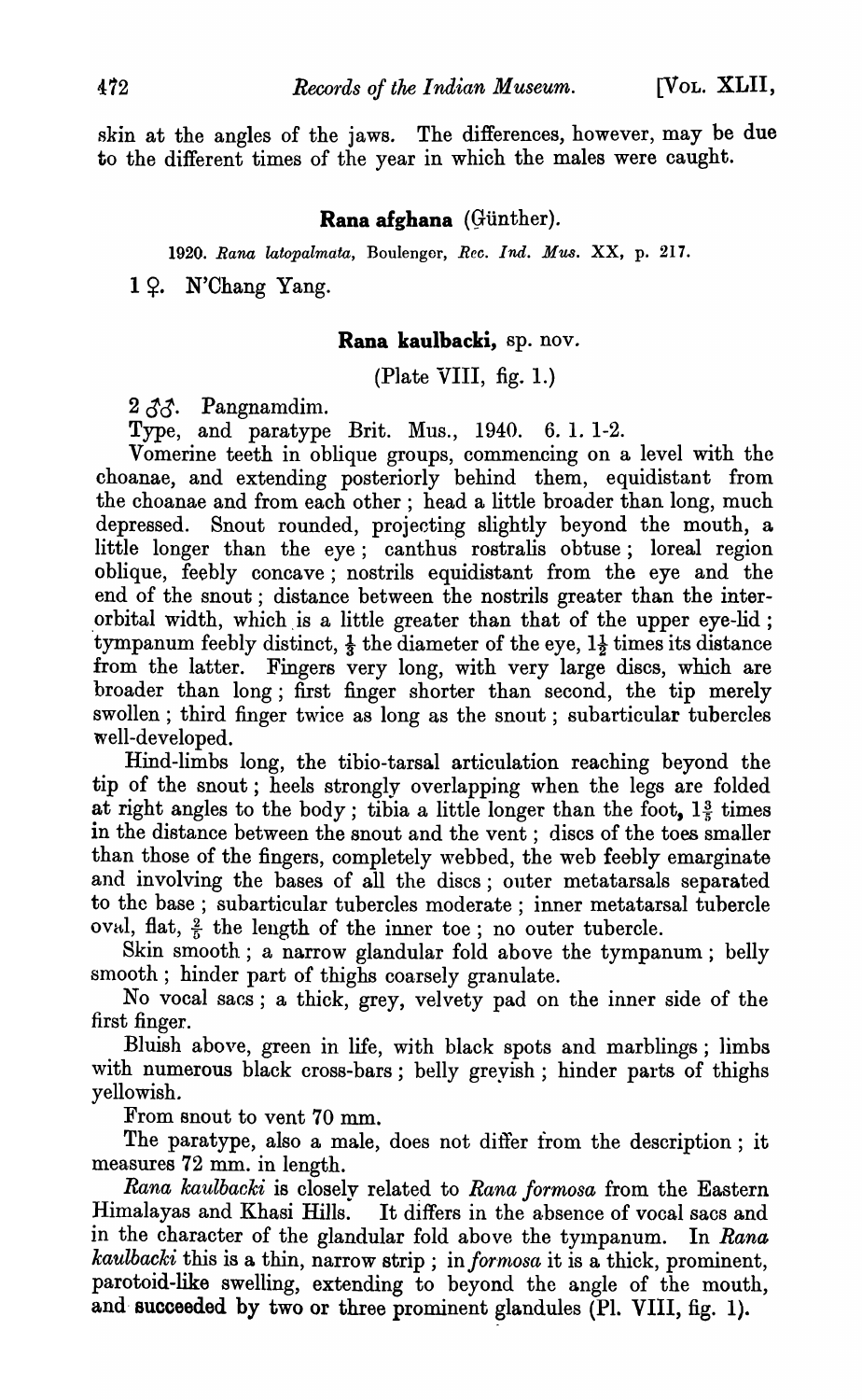skin at the angles of the jaws. The differences, however, may be due to the different times of the year in which the males were caught.

### **Rana afghana** (Günther).

1920. *Rana latopalmata*, Boulenger, *Rec. Ind. Mus.* XX, p. 217.

1 ♀. N'Chang Yang.

### **Rana kaulbacki**, sp. nov.

(Plate VIII, fig. 1.)

2 ♂♂. Pangnamdim.

Type, and paratype Brit. Mus., 1940. 6. 1. 1-2.

Vomerine teeth in oblique groups, commencing on a level with the choanae, and extending posteriorly behind them, equidistant from the choanae and from each other; head a little broader than long, much depressed. Snout rounded, projecting slightly beyond the mouth, a little longer than the eye; canthus rostralis obtuse; loreal region oblique, feebly concave; nostrils equidistant from the eye and the end of the snout; distance between the nostrils greater than the interorbital width, which is a little greater than that of the upper eye-lid; tympanum feebly distinct, $\frac{1}{3}$ the diameter of the eye, $1\frac{1}{2}$ times its distance from the latter. Fingers very long, with very large discs, which are broader than long; first finger shorter than second, the tip merely swollen; third finger twice as long as the snout; subarticular tubercles well-developed.

Hind-limbs long, the tibio-tarsal articulation reaching beyond the tip of the snout; heels strongly overlapping when the legs are folded at right angles to the body; tibia a little longer than the foot, $1\frac{3}{5}$ times in the distance between the snout and the vent; discs of the toes smaller than those of the fingers, completely webbed, the web feebly emarginate and involving the bases of all the discs; outer metatarsals separated to the base; subarticular tubercles moderate; inner metatarsal tubercle oval, flat, $\frac{2}{5}$ the length of the inner toe; no outer tubercle.

Skin smooth; a narrow glandular fold above the tympanum; belly smooth; hinder part of thighs coarsely granulate.

No vocal sacs; a thick, grey, velvety pad on the inner side of the first finger.

Bluish above, green in life, with black spots and marblings; limbs with numerous black cross-bars; belly greyish; hinder parts of thighs yellowish.

From snout to vent 70 mm.

The paratype, also a male, does not differ from the description; it measures 72 mm. in length.

*Rana kaulbacki* is closely related to *Rana formosa* from the Eastern Himalayas and Khasi Hills. It differs in the absence of vocal sacs and in the character of the glandular fold above the tympanum. In *Rana kaulbacki* this is a thin, narrow strip; in *formosa* it is a thick, prominent, parotoid-like swelling, extending to beyond the angle of the mouth, and succeeded by two or three prominent glandules (Pl. VIII, fig. 1).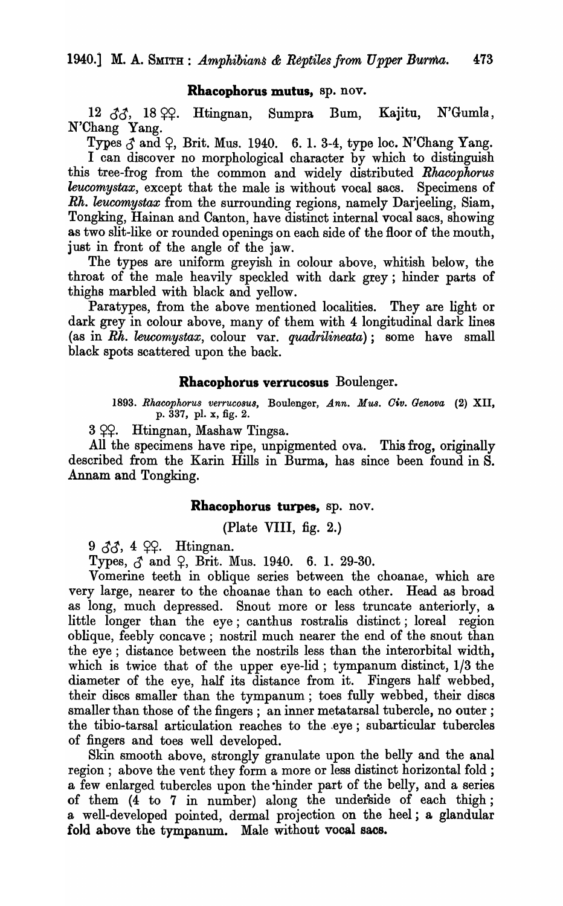### Rhacophorus mutus, sp. nov.

12 ♂♂, 18 ♀♀. Htingnan, Sumpra Bum, Kajitu, N'Gumla, N'Chang Yang.

Types ♂ and ♀, Brit. Mus. 1940. 6. 1. 3-4, type loc. N'Chang Yang.

I can discover no morphological character by which to distinguish this tree-frog from the common and widely distributed *Rhacophorus leucomystax*, except that the male is without vocal sacs. Specimens of *Rh. leucomystax* from the surrounding regions, namely Darjeeling, Siam, Tongking, Hainan and Canton, have distinct internal vocal sacs, showing as two slit-like or rounded openings on each side of the floor of the mouth, just in front of the angle of the jaw.

The types are uniform greyish in colour above, whitish below, the throat of the male heavily speckled with dark grey; hinder parts of thighs marbled with black and yellow.

Paratypes, from the above mentioned localities. They are light or dark grey in colour above, many of them with 4 longitudinal dark lines (as in *Rh. leucomystax*, colour var. *quadrilineata*); some have small black spots scattered upon the back.

### Rhacophorus verrucosus Boulenger.

1893. *Rhacophorus verrucosus*, Boulenger, *Ann. Mus. Civ. Genova* (2) XII, p. 337, pl. x, fig. 2.

3 ♀♀. Htingnan, Mashaw Tingsa.

All the specimens have ripe, unpigmented ova. This frog, originally described from the Karin Hills in Burma, has since been found in S. Annam and Tongking.

### Rhacophorus turpes, sp. nov.

(Plate VIII, fig. 2.)

9 ♂♂, 4 ♀♀. Htingnan.

Types, ♂ and ♀, Brit. Mus. 1940. 6. 1. 29-30.

Vomerine teeth in oblique series between the choanae, which are very large, nearer to the choanae than to each other. Head as broad as long, much depressed. Snout more or less truncate anteriorly, a little longer than the eye; canthus rostralis distinct; loreal region oblique, feebly concave; nostril much nearer the end of the snout than the eye; distance between the nostrils less than the interorbital width, which is twice that of the upper eye-lid; tympanum distinct, 1/3 the diameter of the eye, half its distance from it. Fingers half webbed, their discs smaller than the tympanum; toes fully webbed, their discs smaller than those of the fingers; an inner metatarsal tubercle, no outer; the tibio-tarsal articulation reaches to the eye; subarticular tubercles of fingers and toes well developed.

Skin smooth above, strongly granulate upon the belly and the anal region; above the vent they form a more or less distinct horizontal fold; a few enlarged tubercles upon the hinder part of the belly, and a series of them (4 to 7 in number) along the underside of each thigh; a well-developed pointed, dermal projection on the heel; a glandular fold above the tympanum. Male without vocal sacs.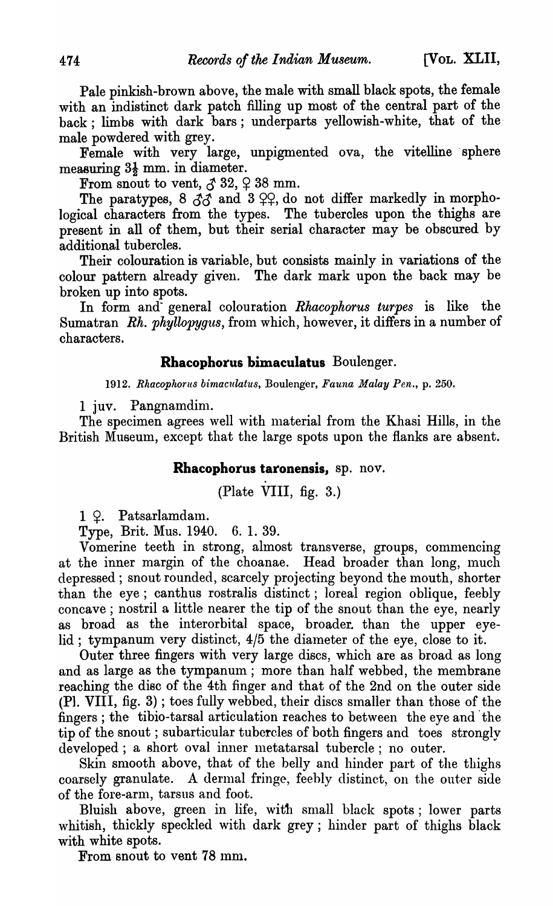Pale pinkish-brown above, the male with small black spots, the female with an indistinct dark patch filling up most of the central part of the back; limbs with dark bars; underparts yellowish-white, that of the male powdered with grey.

Female with very large, unpigmented ova, the vitelline sphere measuring $3\frac{1}{2}$ mm. in diameter.

From snout to vent, ♂ 32, ♀ 38 mm.

The paratypes, 8 ♂♂ and 3 ♀♀, do not differ markedly in morphological characters from the types. The tubercles upon the thighs are present in all of them, but their serial character may be obscured by additional tubercles.

Their colouration is variable, but consists mainly in variations of the colour pattern already given. The dark mark upon the back may be broken up into spots.

In form and general colouration *Rhacophorus turpes* is like the Sumatran *Rh. phyllopygus*, from which, however, it differs in a number of characters.

## **Rhacophorus bimaculatus** Boulenger.

1912. *Rhacophorus bimaculatus*, Boulenger, *Fauna Malay Pen.*, p. 250.

1 juv. Pangnamdim.

The specimen agrees well with material from the Khasi Hills, in the British Museum, except that the large spots upon the flanks are absent.

## **Rhacophorus taronensis,** sp. nov.

(Plate VIII, fig. 3.)

1 ♀. Patsarlamdam.

Type, Brit. Mus. 1940. 6. 1. 39.

Vomerine teeth in strong, almost transverse, groups, commencing at the inner margin of the choanae. Head broader than long, much depressed; snout rounded, scarcely projecting beyond the mouth, shorter than the eye; canthus rostralis distinct; loreal region oblique, feebly concave; nostril a little nearer the tip of the snout than the eye, nearly as broad as the interorbital space, broader than the upper eyelid; tympanum very distinct, 4/5 the diameter of the eye, close to it.

Outer three fingers with very large discs, which are as broad as long and as large as the tympanum; more than half webbed, the membrane reaching the disc of the 4th finger and that of the 2nd on the outer side (Pl. VIII, fig. 3); toes fully webbed, their discs smaller than those of the fingers; the tibio-tarsal articulation reaches to between the eye and the tip of the snout; subarticular tubercles of both fingers and toes strongly developed; a short oval inner metatarsal tubercle; no outer.

Skin smooth above, that of the belly and hinder part of the thighs coarsely granulate. A dermal fringe, feebly distinct, on the outer side of the fore-arm, tarsus and foot.

Bluish above, green in life, with small black spots; lower parts whitish, thickly speckled with dark grey; hinder part of thighs black with white spots.

From snout to vent 78 mm.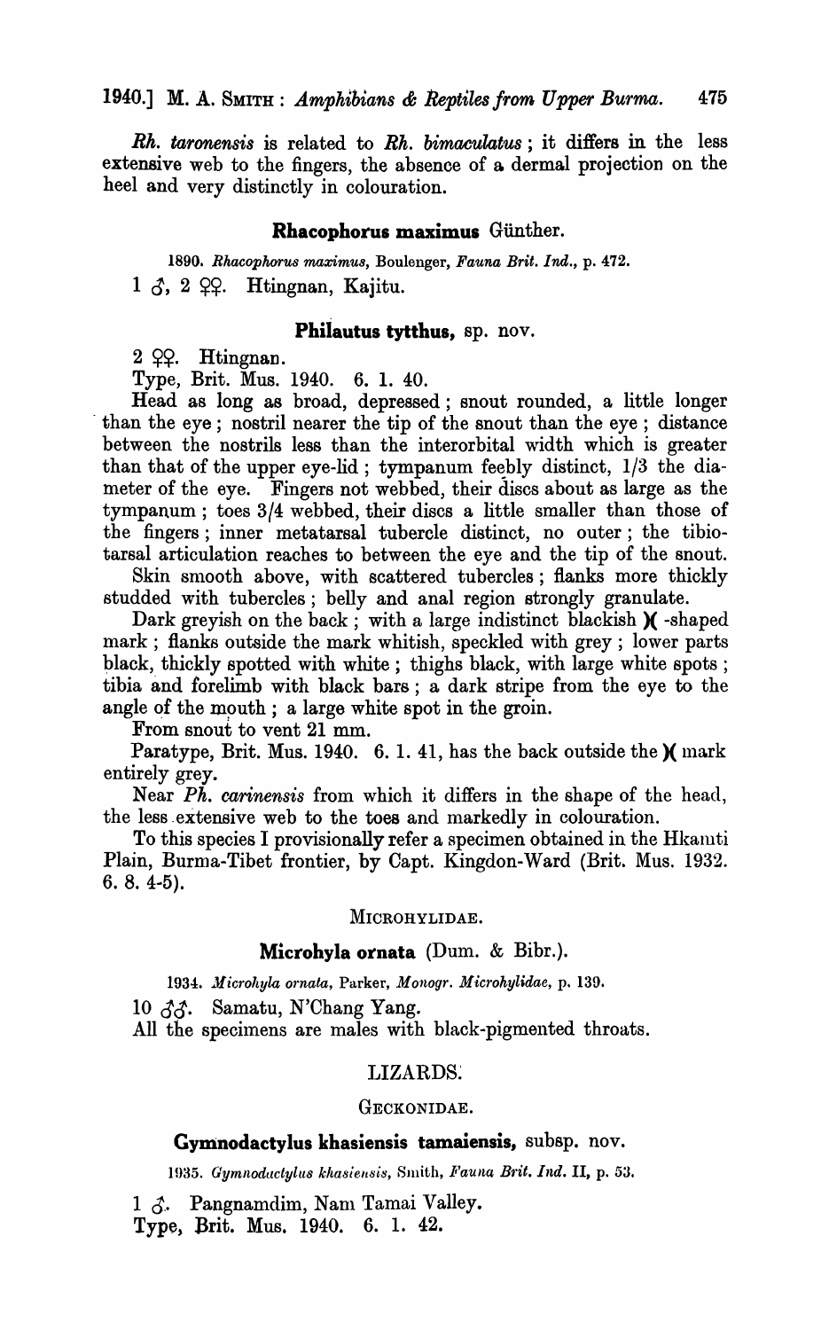*Rh. taronensis* is related to *Rh. bimaculatus*; it differs in the less extensive web to the fingers, the absence of a dermal projection on the heel and very distinctly in colouration.

### Rhacophorus maximus Günther.

1890. *Rhacophorus maximus*, Boulenger, *Fauna Brit. Ind.*, p. 472.

1 ♂, 2 ♀♀. Htingnan, Kajitu.

### Philautus tytthus, sp. nov.

2 ♀♀. Htingnan.

Type, Brit. Mus. 1940. 6. 1. 40.

Head as long as broad, depressed; snout rounded, a little longer than the eye; nostril nearer the tip of the snout than the eye; distance between the nostrils less than the interorbital width which is greater than that of the upper eye-lid; tympanum feebly distinct, 1/3 the diameter of the eye. Fingers not webbed, their discs about as large as the tympanum; toes 3/4 webbed, their discs a little smaller than those of the fingers; inner metatarsal tubercle distinct, no outer; the tibiotarsal articulation reaches to between the eye and the tip of the snout.

Skin smooth above, with scattered tubercles; flanks more thickly studded with tubercles; belly and anal region strongly granulate.

Dark greyish on the back; with a large indistinct blackish )( -shaped mark; flanks outside the mark whitish, speckled with grey; lower parts black, thickly spotted with white; thighs black, with large white spots; tibia and forelimb with black bars; a dark stripe from the eye to the angle of the mouth; a large white spot in the groin.

From snout to vent 21 mm.

Paratype, Brit. Mus. 1940. 6. 1. 41, has the back outside the )( mark entirely grey.

Near *Ph. carinensis* from which it differs in the shape of the head, the less extensive web to the toes and markedly in colouration.

To this species I provisionally refer a specimen obtained in the Hkamti Plain, Burma-Tibet frontier, by Capt. Kingdon-Ward (Brit. Mus. 1932. 6. 8. 4-5).

## MICROHYLIDAE.

### Microhyla ornata (Dum. & Bibr.).

1934. *Microhyla ornata*, Parker, *Monogr. Microhylidae*, p. 139.

10 ♂♂. Samatu, N'Chang Yang.

All the specimens are males with black-pigmented throats.

## LIZARDS.

## GECKONIDAE.

### Gymnodactylus khasiensis tamaiensis, subsp. nov.

1935. *Gymnodactylus khasiensis*, Smith, *Fauna Brit. Ind.* II, p. 53.

1 ♂. Pangnamdim, Nam Tamai Valley.

Type, Brit. Mus. 1940. 6. 1. 42.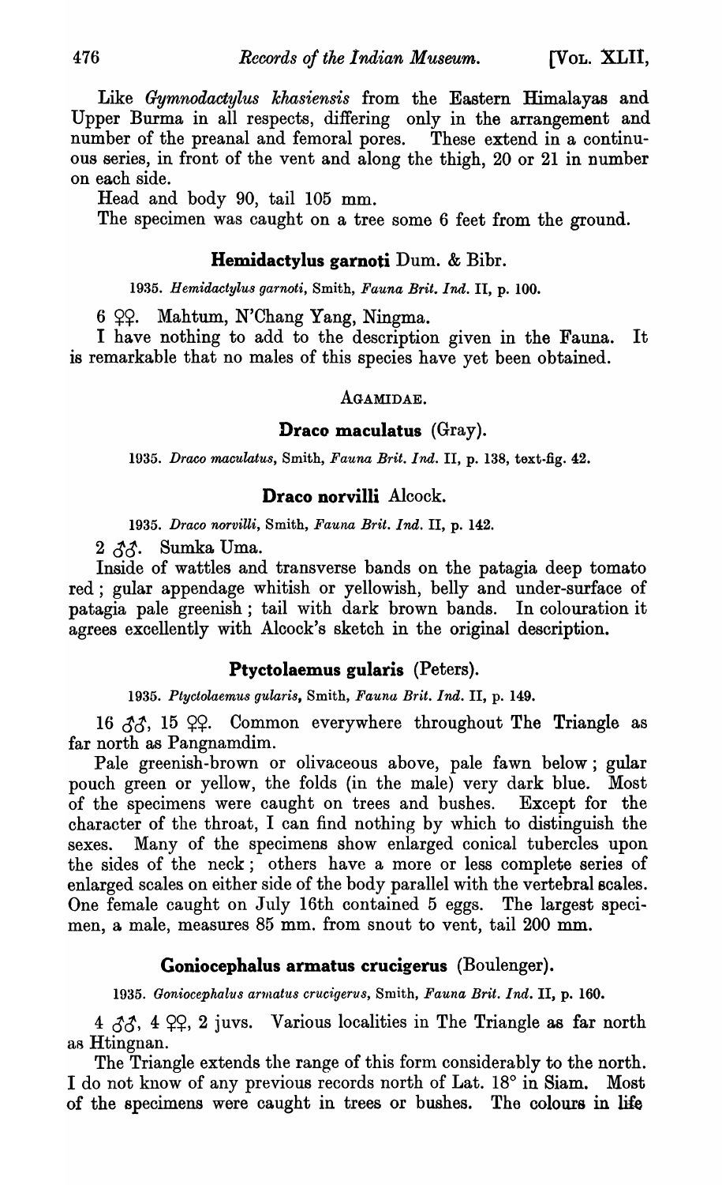Like *Gymnodactylus khasiensis* from the Eastern Himalayas and Upper Burma in all respects, differing only in the arrangement and number of the preanal and femoral pores. These extend in a continuous series, in front of the vent and along the thigh, 20 or 21 in number on each side.

Head and body 90, tail 105 mm.

The specimen was caught on a tree some 6 feet from the ground.

### **Hemidactylus garnoti** Dum. & Bibr.

1935. *Hemidactylus garnoti*, Smith, *Fauna Brit. Ind.* II, p. 100.

6 ♀♀. Mahtum, N'Chang Yang, Ningma.

I have nothing to add to the description given in the Fauna. It is remarkable that no males of this species have yet been obtained.

## AGAMIDAE.

### **Draco maculatus** (Gray).

1935. *Draco maculatus*, Smith, *Fauna Brit. Ind.* II, p. 138, text-fig. 42.

### **Draco norvilli** Alcock.

1935. *Draco norvilli*, Smith, *Fauna Brit. Ind.* II, p. 142.

2 ♂♂. Sumka Uma.

Inside of wattles and transverse bands on the patagia deep tomato red; gular appendage whitish or yellowish, belly and under-surface of patagia pale greenish; tail with dark brown bands. In colouration it agrees excellently with Alcock's sketch in the original description.

### **Ptyctolaemus gularis** (Peters).

1935. *Ptyctolaemus gularis*, Smith, *Fauna Brit. Ind.* II, p. 149.

16 ♂♂, 15 ♀♀. Common everywhere throughout The Triangle as far north as Pangnamdim.

Pale greenish-brown or olivaceous above, pale fawn below; gular pouch green or yellow, the folds (in the male) very dark blue. Most of the specimens were caught on trees and bushes. Except for the character of the throat, I can find nothing by which to distinguish the sexes. Many of the specimens show enlarged conical tubercles upon the sides of the neck; others have a more or less complete series of enlarged scales on either side of the body parallel with the vertebral scales. One female caught on July 16th contained 5 eggs. The largest specimen, a male, measures 85 mm. from snout to vent, tail 200 mm.

### **Goniocephalus armatus crucigerus** (Boulenger).

1935. *Goniocephalus armatus crucigerus*, Smith, *Fauna Brit. Ind.* II, p. 160.

4 ♂♂, 4 ♀♀, 2 juvs. Various localities in The Triangle as far north as Htingnan.

The Triangle extends the range of this form considerably to the north. I do not know of any previous records north of Lat. 18° in Siam. Most of the specimens were caught in trees or bushes. The colours in life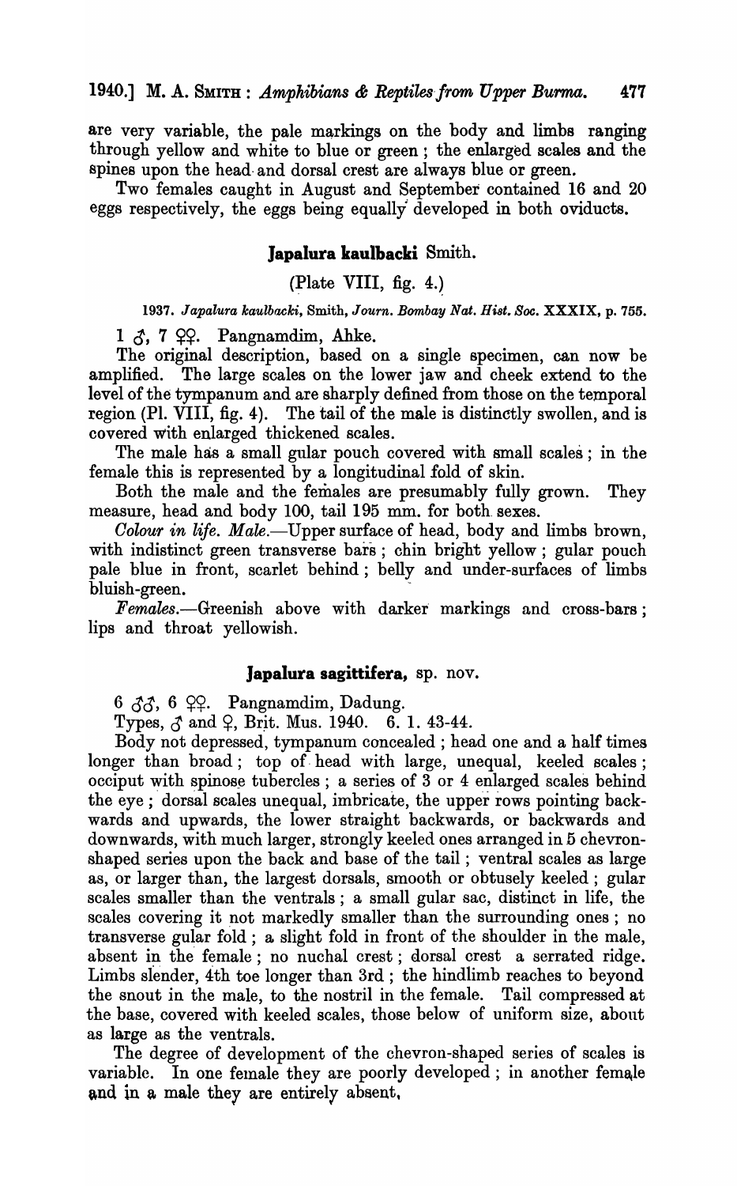are very variable, the pale markings on the body and limbs ranging through yellow and white to blue or green; the enlarged scales and the spines upon the head and dorsal crest are always blue or green.

Two females caught in August and September contained 16 and 20 eggs respectively, the eggs being equally developed in both oviducts.

### Japalura kaulbacki Smith.

(Plate VIII, fig. 4.)

1937. *Japalura kaulbacki*, Smith, *Journ. Bombay Nat. Hist. Soc.* XXXIX, p. 755.

1 ♂, 7 ♀♀. Pangnamdim, Ahke.

The original description, based on a single specimen, can now be amplified. The large scales on the lower jaw and cheek extend to the level of the tympanum and are sharply defined from those on the temporal region (Pl. VIII, fig. 4). The tail of the male is distinctly swollen, and is covered with enlarged thickened scales.

The male has a small gular pouch covered with small scales; in the female this is represented by a longitudinal fold of skin.

Both the male and the females are presumably fully grown. They measure, head and body 100, tail 195 mm. for both sexes.

*Colour in life. Male.*—Upper surface of head, body and limbs brown, with indistinct green transverse bars; chin bright yellow; gular pouch pale blue in front, scarlet behind; belly and under-surfaces of limbs bluish-green.

*Females.*—Greenish above with darker markings and cross-bars; lips and throat yellowish.

### Japalura sagittifera, sp. nov.

6 ♂♂, 6 ♀♀. Pangnamdim, Dadung.

Types, ♂ and ♀, Brit. Mus. 1940. 6. 1. 43-44.

Body not depressed, tympanum concealed; head one and a half times longer than broad; top of head with large, unequal, keeled scales; occiput with spinose tubercles; a series of 3 or 4 enlarged scales behind the eye; dorsal scales unequal, imbricate, the upper rows pointing backwards and upwards, the lower straight backwards, or backwards and downwards, with much larger, strongly keeled ones arranged in 5 chevron-shaped series upon the back and base of the tail; ventral scales as large as, or larger than, the largest dorsals, smooth or obtusely keeled; gular scales smaller than the ventrals; a small gular sac, distinct in life, the scales covering it not markedly smaller than the surrounding ones; no transverse gular fold; a slight fold in front of the shoulder in the male, absent in the female; no nuchal crest; dorsal crest a serrated ridge. Limbs slender, 4th toe longer than 3rd; the hindlimb reaches to beyond the snout in the male, to the nostril in the female. Tail compressed at the base, covered with keeled scales, those below of uniform size, about as large as the ventrals.

The degree of development of the chevron-shaped series of scales is variable. In one female they are poorly developed; in another female and in a male they are entirely absent.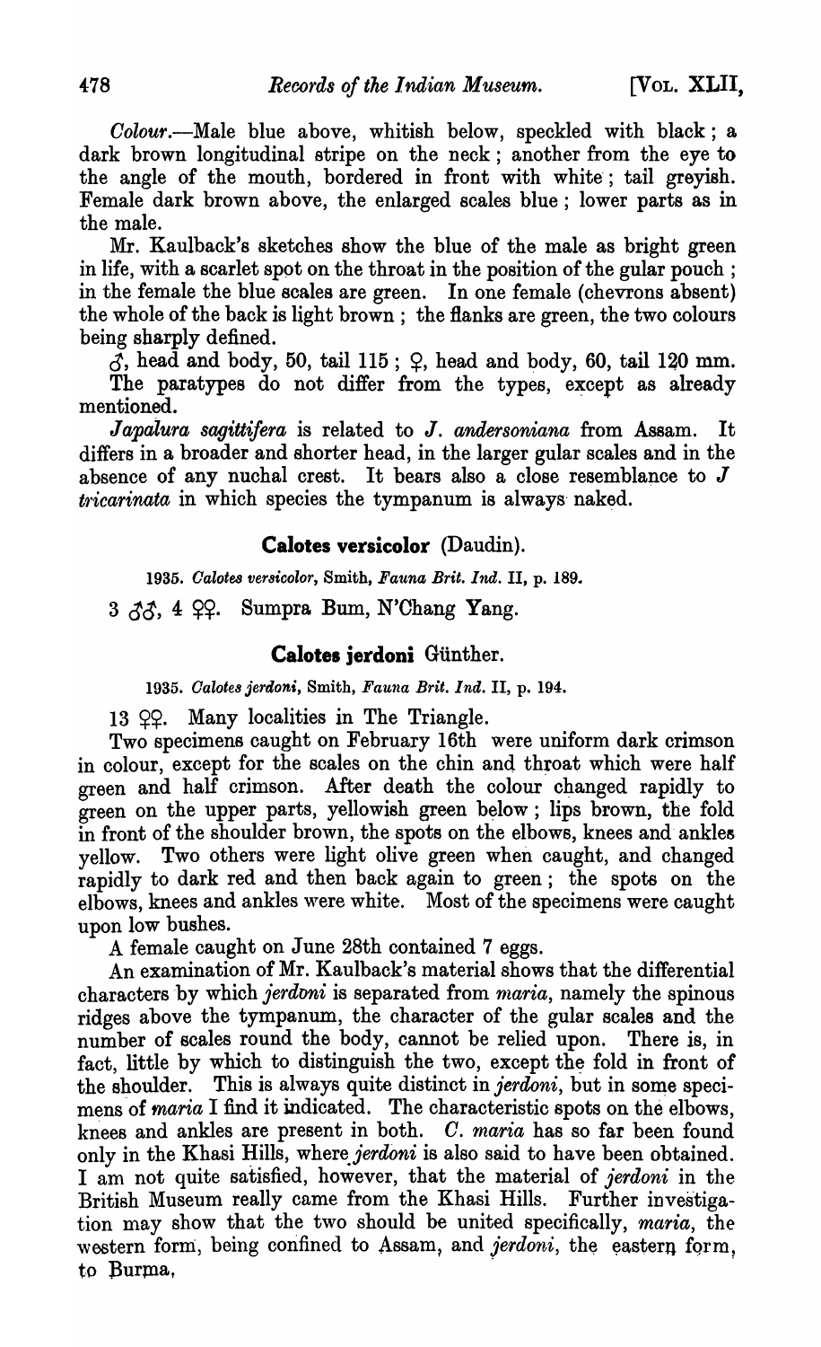*Colour*.—Male blue above, whitish below, speckled with black; a dark brown longitudinal stripe on the neck; another from the eye to the angle of the mouth, bordered in front with white; tail greyish. Female dark brown above, the enlarged scales blue; lower parts as in the male.

Mr. Kaulback's sketches show the blue of the male as bright green in life, with a scarlet spot on the throat in the position of the gular pouch; in the female the blue scales are green. In one female (chevrons absent) the whole of the back is light brown; the flanks are green, the two colours being sharply defined.

♂, head and body, 50, tail 115; ♀, head and body, 60, tail 120 mm.

The paratypes do not differ from the types, except as already mentioned.

*Japalura sagittifera* is related to *J. andersoniana* from Assam. It differs in a broader and shorter head, in the larger gular scales and in the absence of any nuchal crest. It bears also a close resemblance to *J tricarinata* in which species the tympanum is always naked.

## Calotes versicolor (Daudin).

1935. *Calotes versicolor*, Smith, *Fauna Brit. Ind.* II, p. 189.

3 ♂♂, 4 ♀♀. Sumpra Bum, N'Chang Yang.

## Calotes jerdoni Günther.

1935. *Calotes jerdoni*, Smith, *Fauna Brit. Ind.* II, p. 194.

13 ♀♀. Many localities in The Triangle.

Two specimens caught on February 16th were uniform dark crimson in colour, except for the scales on the chin and throat which were half green and half crimson. After death the colour changed rapidly to green on the upper parts, yellowish green below; lips brown, the fold in front of the shoulder brown, the spots on the elbows, knees and ankles yellow. Two others were light olive green when caught, and changed rapidly to dark red and then back again to green; the spots on the elbows, knees and ankles were white. Most of the specimens were caught upon low bushes.

A female caught on June 28th contained 7 eggs.

An examination of Mr. Kaulback's material shows that the differential characters by which *jerdoni* is separated from *maria*, namely the spinous ridges above the tympanum, the character of the gular scales and the number of scales round the body, cannot be relied upon. There is, in fact, little by which to distinguish the two, except the fold in front of the shoulder. This is always quite distinct in *jerdoni*, but in some specimens of *maria* I find it indicated. The characteristic spots on the elbows, knees and ankles are present in both. *C. maria* has so far been found only in the Khasi Hills, where *jerdoni* is also said to have been obtained. I am not quite satisfied, however, that the material of *jerdoni* in the British Museum really came from the Khasi Hills. Further investigation may show that the two should be united specifically, *maria*, the western form, being confined to Assam, and *jerdoni*, the eastern form, to Burma,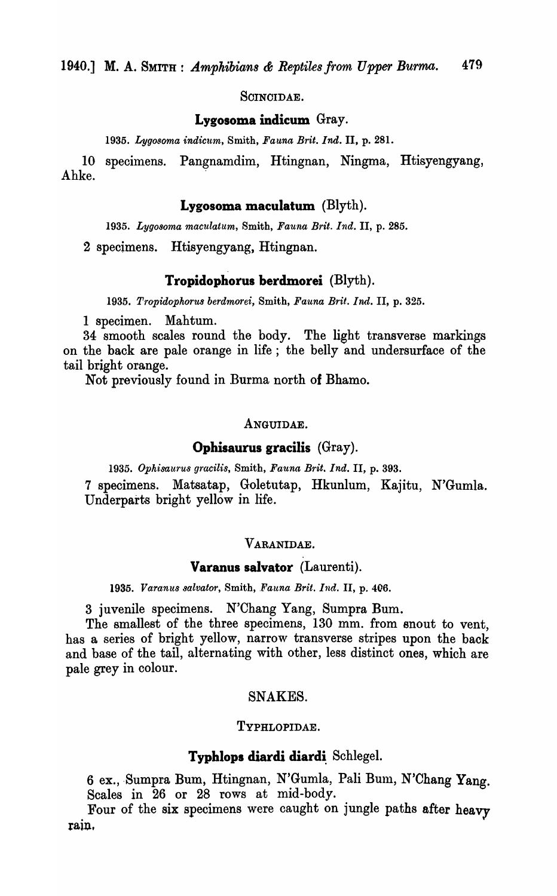SCINCIDAE.

### Lygosoma indicum Gray.

1935. *Lygosoma indicum*, Smith, *Fauna Brit. Ind.* II, p. 281.

10 specimens. Pangnamdim, Htingnan, Ningma, Htisyengyang, Ahke.

### Lygosoma maculatum (Blyth).

1935. *Lygosoma maculatum*, Smith, *Fauna Brit. Ind.* II, p. 285.

2 specimens. Htisyengyang, Htingnan.

### Tropidophorus berdmorei (Blyth).

1935. *Tropidophorus berdmorei*, Smith, *Fauna Brit. Ind.* II, p. 325.

1 specimen. Mahtum.

34 smooth scales round the body. The light transverse markings on the back are pale orange in life; the belly and undersurface of the tail bright orange.

Not previously found in Burma north of Bhamo.

ANGUIDAE.

### Ophisaurus gracilis (Gray).

1935. *Ophisaurus gracilis*, Smith, *Fauna Brit. Ind.* II, p. 393.

7 specimens. Matsatap, Goletutap, Hkunlum, Kajitu, N'Gumla. Underparts bright yellow in life.

VARANIDAE.

### Varanus salvator (Laurenti).

1935. *Varanus salvator*, Smith, *Fauna Brit. Ind.* II, p. 406.

3 juvenile specimens. N'Chang Yang, Sumpra Bum.

The smallest of the three specimens, 130 mm. from snout to vent, has a series of bright yellow, narrow transverse stripes upon the back and base of the tail, alternating with other, less distinct ones, which are pale grey in colour.

## SNAKES.

TYPHLOPIDAE.

### Typhlops diardi diardi Schlegel.

6 ex., Sumpra Bum, Htingnan, N'Gumla, Pali Bum, N'Chang Yang. Scales in 26 or 28 rows at mid-body.

Four of the six specimens were caught on jungle paths after heavy rain.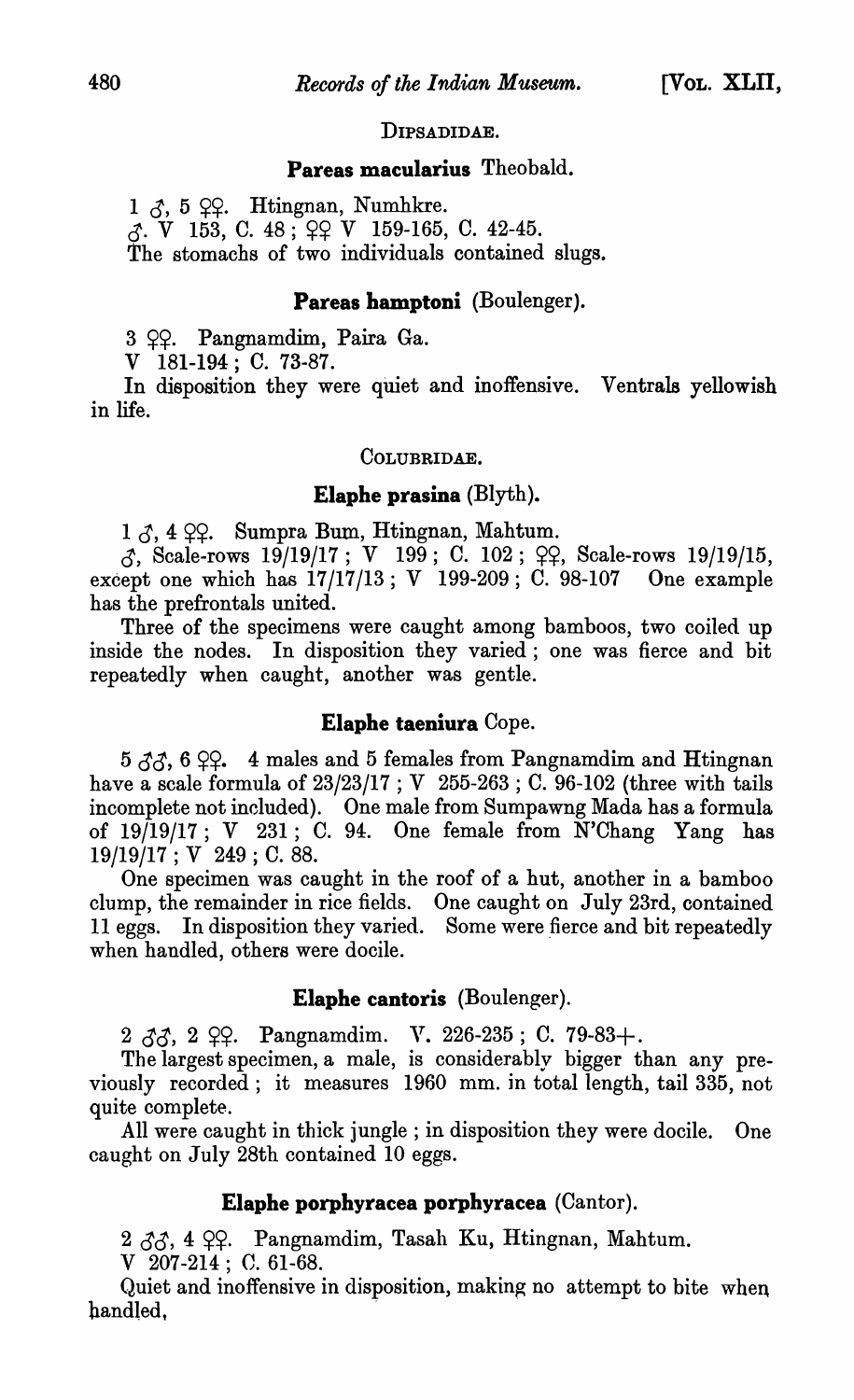## DIPSADIDAE.

### Pareas macularius Theobald.

1 ♂, 5 ♀♀. Htingnan, Numhkre.

♂. V 153, C. 48; ♀♀ V 159-165, C. 42-45.

The stomachs of two individuals contained slugs.

### Pareas hamptoni (Boulenger).

3 ♀♀. Pangnamdim, Paira Ga.

V 181-194; C. 73-87.

In disposition they were quiet and inoffensive. Ventrals yellowish in life.

## COLUBRIDAE.

### Elaphe prasina (Blyth).

1 ♂, 4 ♀♀. Sumpra Bum, Htingnan, Mahtum.

♂, Scale-rows 19/19/17; V 199; C. 102; ♀♀, Scale-rows 19/19/15, except one which has 17/17/13; V 199-209; C. 98-107 One example has the prefrontals united.

Three of the specimens were caught among bamboos, two coiled up inside the nodes. In disposition they varied; one was fierce and bit repeatedly when caught, another was gentle.

### Elaphe taeniura Cope.

5 ♂♂, 6 ♀♀. 4 males and 5 females from Pangnamdim and Htingnan have a scale formula of 23/23/17; V 255-263; C. 96-102 (three with tails incomplete not included). One male from Sumpawng Mada has a formula of 19/19/17; V 231; C. 94. One female from N'Chang Yang has 19/19/17; V 249; C. 88.

One specimen was caught in the roof of a hut, another in a bamboo clump, the remainder in rice fields. One caught on July 23rd, contained 11 eggs. In disposition they varied. Some were fierce and bit repeatedly when handled, others were docile.

### Elaphe cantoris (Boulenger).

2 ♂♂, 2 ♀♀. Pangnamdim. V. 226-235; C. 79-83+.

The largest specimen, a male, is considerably bigger than any previously recorded; it measures 1960 mm. in total length, tail 335, not quite complete.

All were caught in thick jungle; in disposition they were docile. One caught on July 28th contained 10 eggs.

### Elaphe porphyracea porphyracea (Cantor).

2 ♂♂, 4 ♀♀. Pangnamdim, Tasah Ku, Htingnan, Mahtum.

V 207-214; C. 61-68.

Quiet and inoffensive in disposition, making no attempt to bite when handled,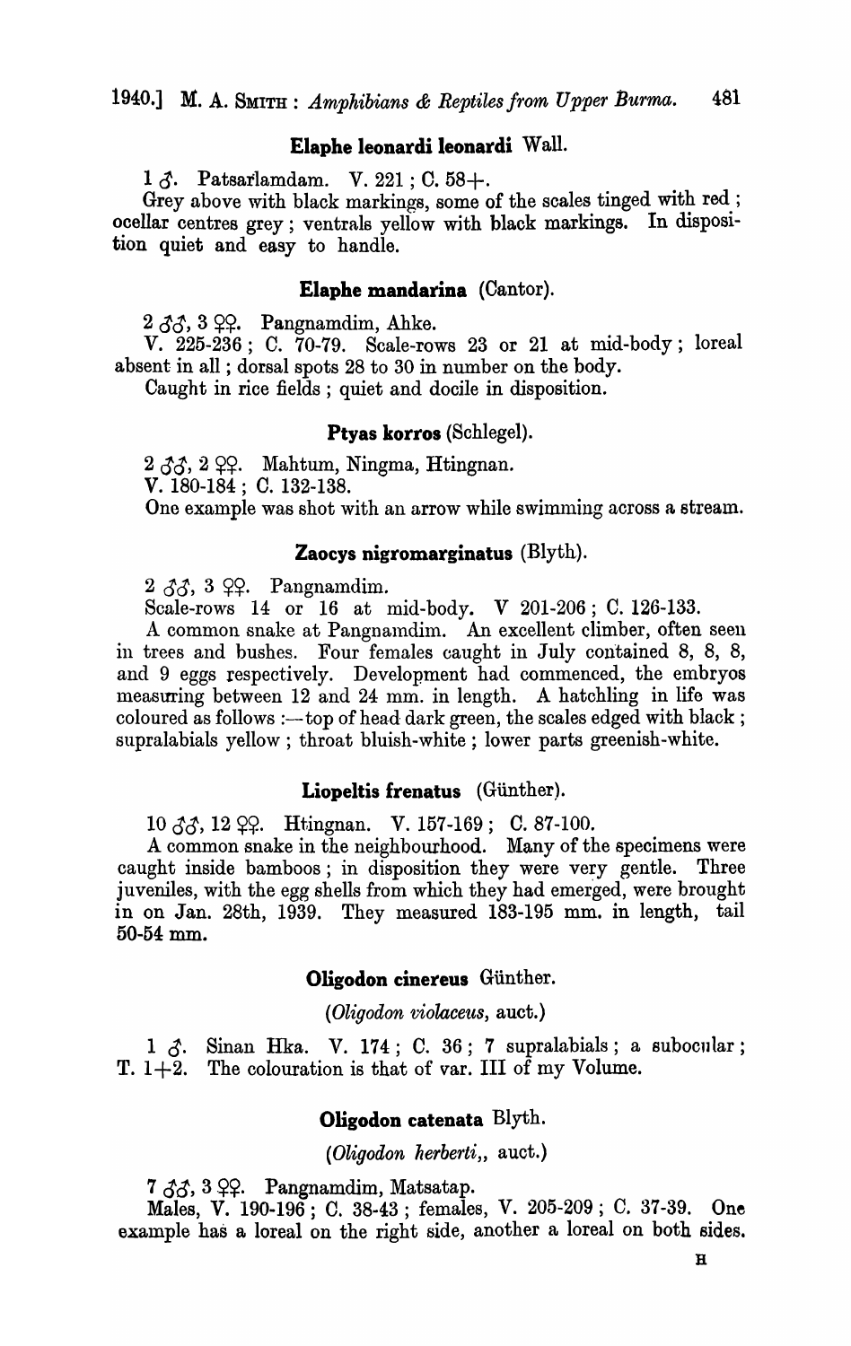### Elaphe leonardi leonardi Wall.

1 ♂. Patsarlamdam. V. 221; C. 58+.

Grey above with black markings, some of the scales tinged with red; ocellar centres grey; ventrals yellow with black markings. In disposition quiet and easy to handle.

### Elaphe mandarina (Cantor).

2 ♂♂, 3 ♀♀. Pangnamdim, Ahke.

V. 225-236; C. 70-79. Scale-rows 23 or 21 at mid-body; loreal absent in all; dorsal spots 28 to 30 in number on the body.

Caught in rice fields; quiet and docile in disposition.

### Ptyas korros (Schlegel).

2 ♂♂, 2 ♀♀. Mahtum, Ningma, Htingnan.

V. 180-184; C. 132-138.

One example was shot with an arrow while swimming across a stream.

### Zaocys nigromarginatus (Blyth).

2 ♂♂, 3 ♀♀. Pangnamdim.

Scale-rows 14 or 16 at mid-body. V 201-206; C. 126-133.

A common snake at Pangnamdim. An excellent climber, often seen in trees and bushes. Four females caught in July contained 8, 8, 8, and 9 eggs respectively. Development had commenced, the embryos measuring between 12 and 24 mm. in length. A hatchling in life was coloured as follows :—top of head dark green, the scales edged with black; supralabials yellow; throat bluish-white; lower parts greenish-white.

### Liopeltis frenatus (Günther).

10 ♂♂, 12 ♀♀. Htingnan. V. 157-169; C. 87-100.

A common snake in the neighbourhood. Many of the specimens were caught inside bamboos; in disposition they were very gentle. Three juveniles, with the egg shells from which they had emerged, were brought in on Jan. 28th, 1939. They measured 183-195 mm. in length, tail 50-54 mm.

### Oligodon cinereus Günther.

*(Oligodon violaceus, auct.)*

1 ♂. Sinan Hka. V. 174; C. 36; 7 supralabials; a subocular; T. 1+2. The colouration is that of var. III of my Volume.

### Oligodon catenata Blyth.

*(Oligodon herberti,, auct.)*

7 ♂♂, 3 ♀♀. Pangnamdim, Matsatap.

Males, V. 190-196; C. 38-43; females, V. 205-209; C. 37-39. One example has a loreal on the right side, another a loreal on both sides.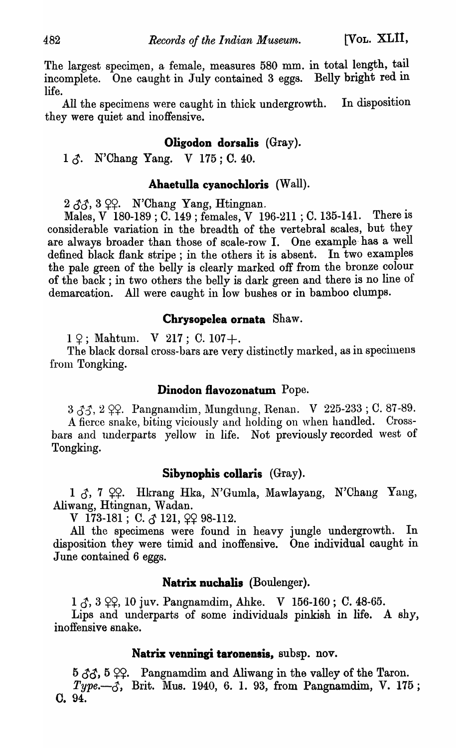The largest specimen, a female, measures 580 mm. in total length, tail incomplete. One caught in July contained 3 eggs. Belly bright red in life.

All the specimens were caught in thick undergrowth. In disposition they were quiet and inoffensive.

### Oligodon dorsalis (Gray).

1 ♂. N'Chang Yang. V 175 ; C. 40.

### Ahaetulla cyanochloris (Wall).

2 ♂♂, 3 ♀♀. N'Chang Yang, Htingnan.

Males, V 180-189 ; C. 149 ; females, V 196-211 ; C. 135-141. There is considerable variation in the breadth of the vertebral scales, but they are always broader than those of scale-row I. One example has a well defined black flank stripe ; in the others it is absent. In two examples the pale green of the belly is clearly marked off from the bronze colour of the back ; in two others the belly is dark green and there is no line of demarcation. All were caught in low bushes or in bamboo clumps.

### Chrysopelea ornata Shaw.

1 ♀ ; Mahtum. V 217 ; C. 107+.

The black dorsal cross-bars are very distinctly marked, as in specimens from Tongking.

### Dinodon flavozonatum Pope.

3 ♂♂, 2 ♀♀. Pangnamdim, Mungdung, Renan. V 225-233 ; C. 87-89.

A fierce snake, biting viciously and holding on when handled. Cross-bars and underparts yellow in life. Not previously recorded west of Tongking.

### Sibynophis collaris (Gray).

1 ♂, 7 ♀♀. Hkrang Hka, N'Gumla, Mawlayang, N'Chang Yang, Aliwang, Htingnan, Wadan.

V 173-181 ; C. ♂ 121, ♀♀ 98-112.

All the specimens were found in heavy jungle undergrowth. In disposition they were timid and inoffensive. One individual caught in June contained 6 eggs.

### Natrix nuchalis (Boulenger).

1 ♂, 3 ♀♀, 10 juv. Pangnamdim, Ahke. V 156-160 ; C. 48-65.

Lips and underparts of some individuals pinkish in life. A shy, inoffensive snake.

### Natrix venningi taronensis, subsp. nov.

5 ♂♂, 5 ♀♀. Pangnamdim and Aliwang in the valley of the Taron.

*Type*.—♂, Brit. Mus. 1940, 6. 1. 93, from Pangnamdim, V. 175 ; C. 94.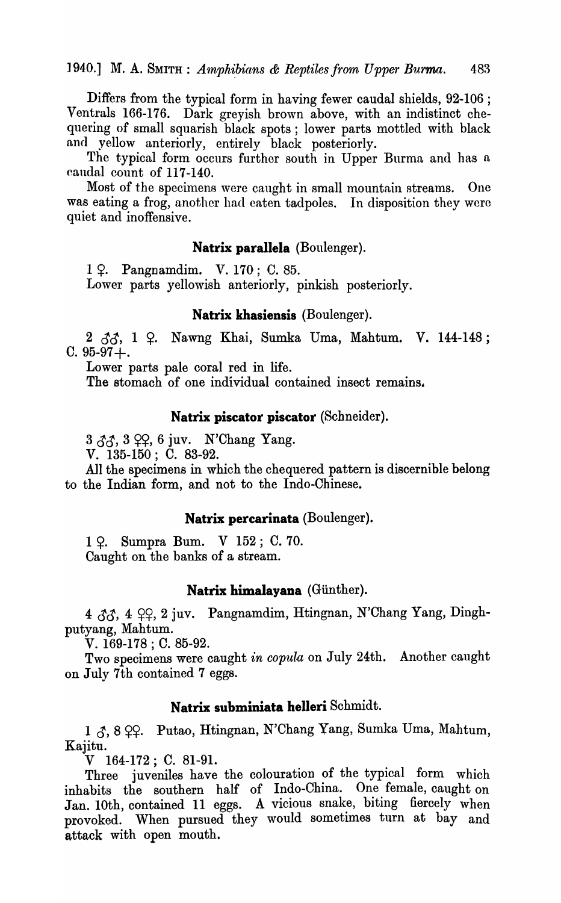Differs from the typical form in having fewer caudal shields, 92-106; Ventrals 166-176. Dark greyish brown above, with an indistinct chequering of small squarish black spots; lower parts mottled with black and yellow anteriorly, entirely black posteriorly.

The typical form occurs further south in Upper Burma and has a caudal count of 117-140.

Most of the specimens were caught in small mountain streams. One was eating a frog, another had eaten tadpoles. In disposition they were quiet and inoffensive.

### Natrix parallela (Boulenger).

1 ♀. Pangnamdim. V. 170; C. 85.

Lower parts yellowish anteriorly, pinkish posteriorly.

### Natrix khasiensis (Boulenger).

2 ♂♂, 1 ♀. Nawng Khai, Sumka Uma, Mahtum. V. 144-148; C. 95-97+.

Lower parts pale coral red in life.

The stomach of one individual contained insect remains.

### Natrix piscator piscator (Schneider).

3 ♂♂, 3 ♀♀, 6 juv. N'Chang Yang.

V. 135-150; C. 83-92.

All the specimens in which the chequered pattern is discernible belong to the Indian form, and not to the Indo-Chinese.

### Natrix percarinata (Boulenger).

1 ♀. Sumpra Bum. V 152; C. 70.

Caught on the banks of a stream.

### Natrix himalayana (Günther).

4 ♂♂, 4 ♀♀, 2 juv. Pangnamdim, Htingnan, N'Chang Yang, Dinghputyang, Mahtum.

V. 169-178; C. 85-92.

Two specimens were caught *in copula* on July 24th. Another caught on July 7th contained 7 eggs.

### Natrix subminiata helleri Schmidt.

1 ♂, 8 ♀♀. Putao, Htingnan, N'Chang Yang, Sumka Uma, Mahtum, Kajitu.

V 164-172; C. 81-91.

Three juveniles have the colouration of the typical form which inhabits the southern half of Indo-China. One female, caught on Jan. 10th, contained 11 eggs. A vicious snake, biting fiercely when provoked. When pursued they would sometimes turn at bay and attack with open mouth.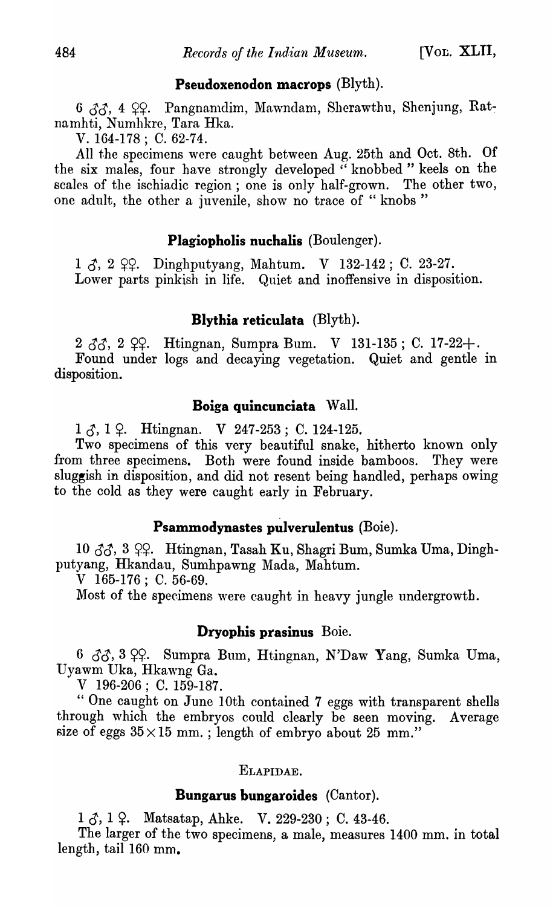### **Pseudoxenodon macrops** (Blyth).

6 ♂♂, 4 ♀♀. Pangnamdim, Mawndam, Sherawthu, Shenjung, Ratnamhti, Numhkre, Tara Hka.

V. 164-178 ; C. 62-74.

All the specimens were caught between Aug. 25th and Oct. 8th. Of the six males, four have strongly developed " knobbed " keels on the scales of the ischiadic region ; one is only half-grown. The other two, one adult, the other a juvenile, show no trace of " knobs "

### **Plagiopholis nuchalis** (Boulenger).

1 ♂, 2 ♀♀. Dinghputyang, Mahtum. V 132-142 ; C. 23-27.

Lower parts pinkish in life. Quiet and inoffensive in disposition.

### **Blythia reticulata** (Blyth).

2 ♂♂, 2 ♀♀. Htingnan, Sumpra Bum. V 131-135 ; C. 17-22+.

Found under logs and decaying vegetation. Quiet and gentle in disposition.

### **Boiga quincunciata** Wall.

1 ♂, 1 ♀. Htingnan. V 247-253 ; C. 124-125.

Two specimens of this very beautiful snake, hitherto known only from three specimens. Both were found inside bamboos. They were sluggish in disposition, and did not resent being handled, perhaps owing to the cold as they were caught early in February.

### **Psammodynastes pulverulentus** (Boie).

10 ♂♂, 3 ♀♀. Htingnan, Tasah Ku, Shagri Bum, Sumka Uma, Dinghputyang, Hkandau, Sumhpawng Mada, Mahtum.

V 165-176 ; C. 56-69.

Most of the specimens were caught in heavy jungle undergrowth.

### **Dryophis prasinus** Boie.

6 ♂♂, 3 ♀♀. Sumpra Bum, Htingnan, N'Daw Yang, Sumka Uma, Uyawm Uka, Hkawng Ga.

V 196-206 ; C. 159-187.

" One caught on June 10th contained 7 eggs with transparent shells through which the embryos could clearly be seen moving. Average size of eggs $35 \times 15$ mm. ; length of embryo about 25 mm."

## ELAPIDAE.

### **Bungarus bungaroides** (Cantor).

1 ♂, 1 ♀. Matsatap, Ahke. V. 229-230 ; C. 43-46.

The larger of the two specimens, a male, measures 1400 mm. in total length, tail 160 mm.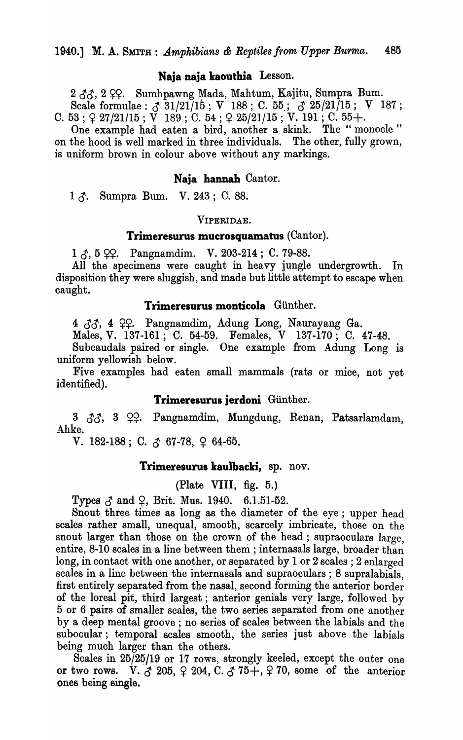### **Naja naja kaouthia** Lesson.

2 ♂♂, 2 ♀♀. Sumhpawng Mada, Mahtum, Kajitu, Sumpra Bum.

Scale formulae : ♂ 31/21/15 ; V 188 ; C. 55 ; ♂ 25/21/15 ; V 187 ; C. 53 ; ♀ 27/21/15 ; V 189 ; C. 54 ; ♀ 25/21/15 ; V. 191 ; C. 55+.

One example had eaten a bird, another a skink. The " monocle " on the hood is well marked in three individuals. The other, fully grown, is uniform brown in colour above without any markings.

### **Naja hannah** Cantor.

1 ♂. Sumpra Bum. V. 243 ; C. 88.

## VIPERIDAE.

### **Trimeresurus mucrosquamatus** (Cantor).

1 ♂, 5 ♀♀. Pangnamdim. V. 203-214 ; C. 79-88.

All the specimens were caught in heavy jungle undergrowth. In disposition they were sluggish, and made but little attempt to escape when caught.

### **Trimeresurus monticola** Günther.

4 ♂♂, 4 ♀♀. Pangnamdim, Adung Long, Naurayang Ga.

Males, V. 137-161 ; C. 54-59. Females, V 137-170 ; C. 47-48.

Subcaudals paired or single. One example from Adung Long is uniform yellowish below.

Five examples had eaten small mammals (rats or mice, not yet identified).

### **Trimeresurus jerdoni** Günther.

3 ♂♂, 3 ♀♀. Pangnamdim, Mungdung, Renan, Patsarlamdam, Ahke.

V. 182-188 ; C. ♂ 67-78, ♀ 64-65.

### **Trimeresurus kaulbacki,** sp. nov.

(Plate VIII, fig. 5.)

Types ♂ and ♀, Brit. Mus. 1940. 6.1.51-52.

Snout three times as long as the diameter of the eye ; upper head scales rather small, unequal, smooth, scarcely imbricate, those on the snout larger than those on the crown of the head ; supraoculars large, entire, 8-10 scales in a line between them ; internasals large, broader than long, in contact with one another, or separated by 1 or 2 scales ; 2 enlarged scales in a line between the internasals and supraoculars ; 8 supralabials, first entirely separated from the nasal, second forming the anterior border of the loreal pit, third largest ; anterior genials very large, followed by 5 or 6 pairs of smaller scales, the two series separated from one another by a deep mental groove ; no series of scales between the labials and the subocular ; temporal scales smooth, the series just above the labials being much larger than the others.

Scales in 25/25/19 or 17 rows, strongly keeled, except the outer one or two rows. V. ♂ 205, ♀ 204, C. ♂ 75+, ♀ 70, some of the anterior ones being single.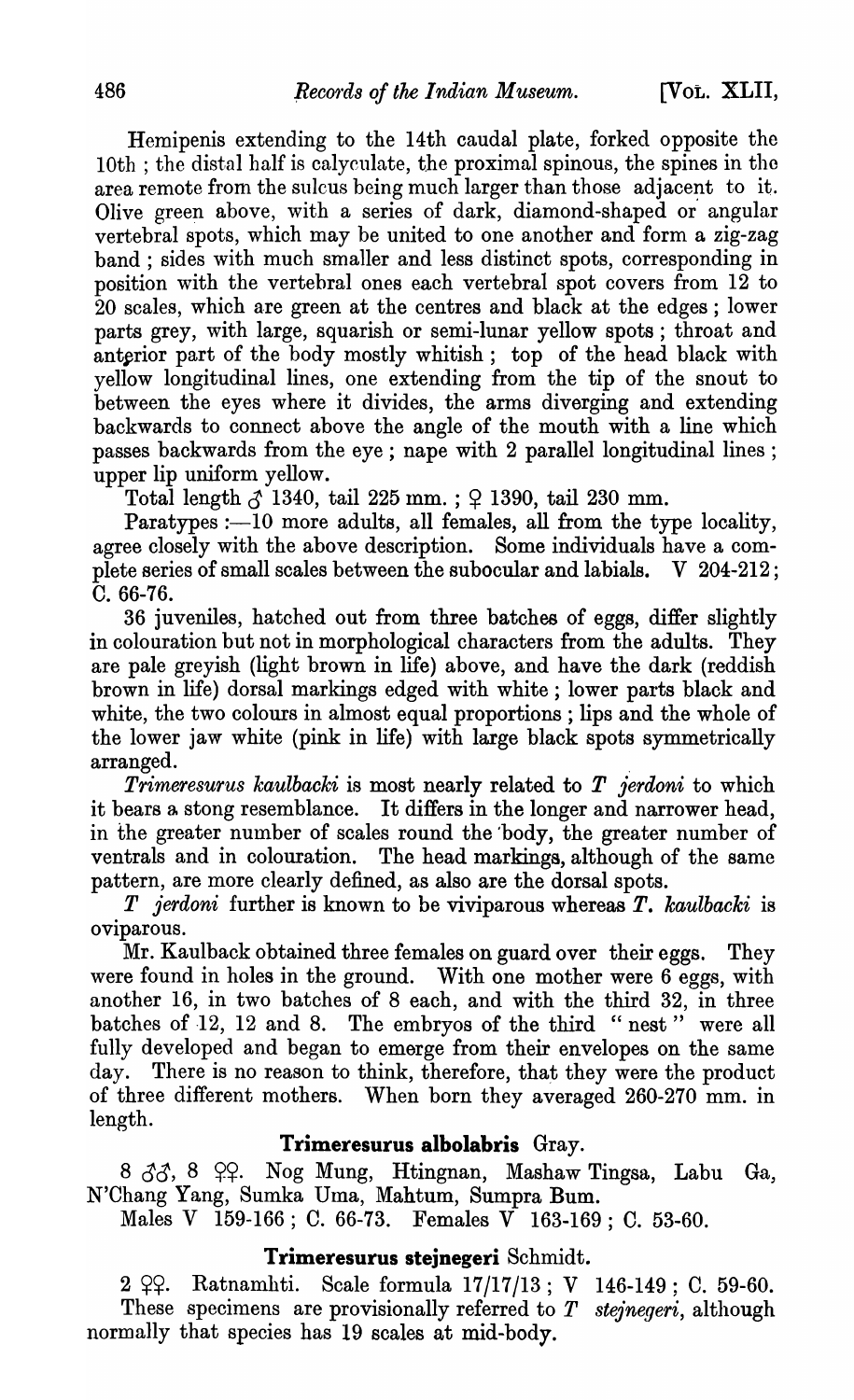Hemipenis extending to the 14th caudal plate, forked opposite the 10th ; the distal half is calyculate, the proximal spinous, the spines in the area remote from the sulcus being much larger than those adjacent to it. Olive green above, with a series of dark, diamond-shaped or angular vertebral spots, which may be united to one another and form a zig-zag band ; sides with much smaller and less distinct spots, corresponding in position with the vertebral ones each vertebral spot covers from 12 to 20 scales, which are green at the centres and black at the edges ; lower parts grey, with large, squarish or semi-lunar yellow spots ; throat and anterior part of the body mostly whitish ; top of the head black with yellow longitudinal lines, one extending from the tip of the snout to between the eyes where it divides, the arms diverging and extending backwards to connect above the angle of the mouth with a line which passes backwards from the eye ; nape with 2 parallel longitudinal lines ; upper lip uniform yellow.

Total length ♂ 1340, tail 225 mm. ; ♀ 1390, tail 230 mm.

Paratypes :—10 more adults, all females, all from the type locality, agree closely with the above description. Some individuals have a complete series of small scales between the subocular and labials. V 204-212 ; C. 66-76.

36 juveniles, hatched out from three batches of eggs, differ slightly in colouration but not in morphological characters from the adults. They are pale greyish (light brown in life) above, and have the dark (reddish brown in life) dorsal markings edged with white ; lower parts black and white, the two colours in almost equal proportions ; lips and the whole of the lower jaw white (pink in life) with large black spots symmetrically arranged.

*Trimeresurus kaulbacki* is most nearly related to *T jerdoni* to which it bears a stong resemblance. It differs in the longer and narrower head, in the greater number of scales round the body, the greater number of ventrals and in colouration. The head markings, although of the same pattern, are more clearly defined, as also are the dorsal spots.

*T jerdoni* further is known to be viviparous whereas *T. kaulbacki* is oviparous.

Mr. Kaulback obtained three females on guard over their eggs. They were found in holes in the ground. With one mother were 6 eggs, with another 16, in two batches of 8 each, and with the third 32, in three batches of 12, 12 and 8. The embryos of the third " nest " were all fully developed and began to emerge from their envelopes on the same day. There is no reason to think, therefore, that they were the product of three different mothers. When born they averaged 260-270 mm. in length.

### Trimeresurus albolabris Gray.

8 ♂♂, 8 ♀♀. Nog Mung, Htingnan, Mashaw Tingsa, Labu Ga, N'Chang Yang, Sumka Uma, Mahtum, Sumpra Bum.

Males V 159-166 ; C. 66-73. Females V 163-169 ; C. 53-60.

### Trimeresurus stejnegeri Schmidt.

2 ♀♀. Ratnamhti. Scale formula 17/17/13 ; V 146-149 ; C. 59-60.

These specimens are provisionally referred to *T stejnegeri*, although normally that species has 19 scales at mid-body.